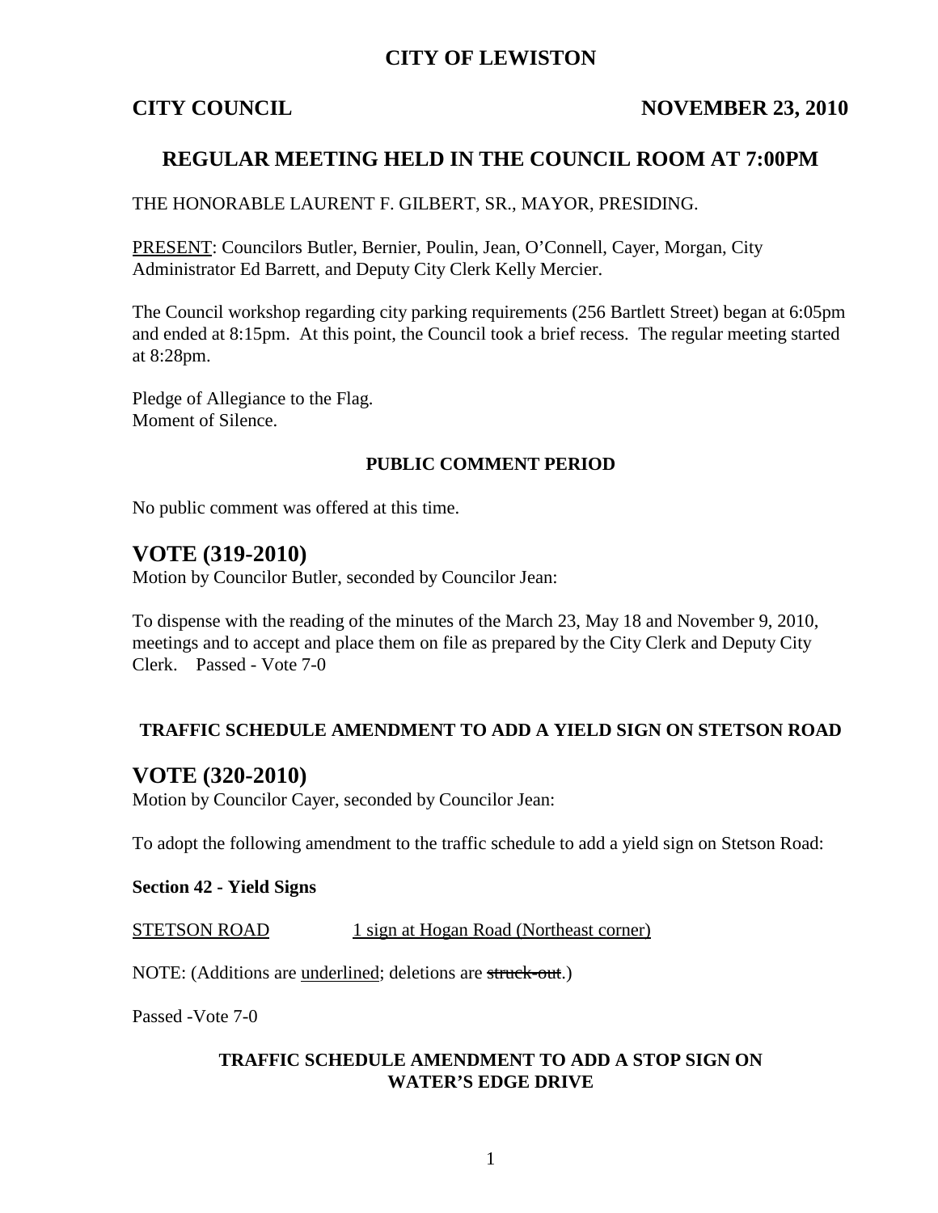# CITY OF LEWISTON

**CITY COUNCIL** **NOVEMBER 23, 2010**

## REGULAR MEETING HELD IN THE COUNCIL ROOM AT 7:00PM

THE HONORABLE LAURENT F. GILBERT, SR., MAYOR, PRESIDING.

<u>PRESENT</u>: Councilors Butler, Bernier, Poulin, Jean, O'Connell, Cayer, Morgan, City Administrator Ed Barrett, and Deputy City Clerk Kelly Mercier.

The Council workshop regarding city parking requirements (256 Bartlett Street) began at 6:05pm and ended at 8:15pm. At this point, the Council took a brief recess. The regular meeting started at 8:28pm.

Pledge of Allegiance to the Flag.
Moment of Silence.

**PUBLIC COMMENT PERIOD**

No public comment was offered at this time.

## VOTE (319-2010)

Motion by Councilor Butler, seconded by Councilor Jean:

To dispense with the reading of the minutes of the March 23, May 18 and November 9, 2010, meetings and to accept and place them on file as prepared by the City Clerk and Deputy City Clerk. Passed - Vote 7-0

**TRAFFIC SCHEDULE AMENDMENT TO ADD A YIELD SIGN ON STETSON ROAD**

## VOTE (320-2010)

Motion by Councilor Cayer, seconded by Councilor Jean:

To adopt the following amendment to the traffic schedule to add a yield sign on Stetson Road:

**Section 42 - Yield Signs**

<u>STETSON ROAD</u> <u>1 sign at Hogan Road (Northeast corner)</u>

NOTE: (Additions are <u>underlined</u>; deletions are ~~struck-out~~.)

Passed -Vote 7-0

**TRAFFIC SCHEDULE AMENDMENT TO ADD A STOP SIGN ON WATER'S EDGE DRIVE**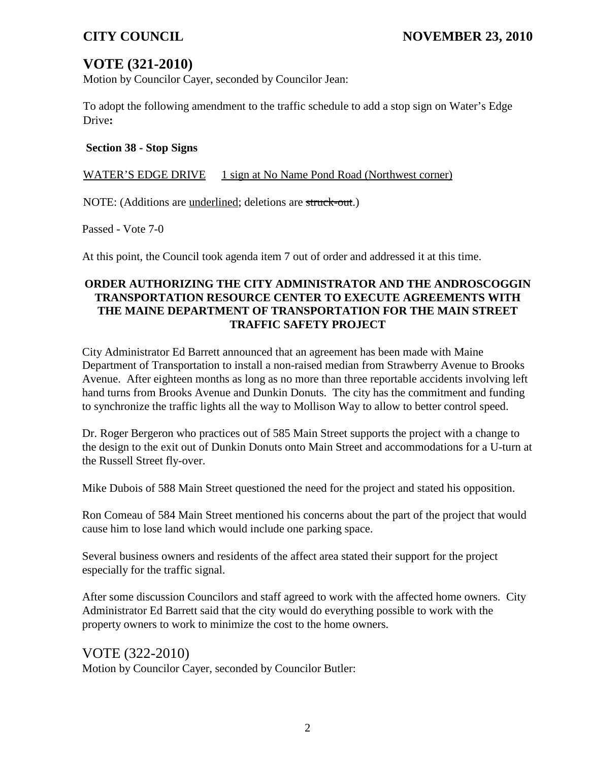## VOTE (321-2010)

Motion by Councilor Cayer, seconded by Councilor Jean:

To adopt the following amendment to the traffic schedule to add a stop sign on Water's Edge Drive**:**

**Section 38 - Stop Signs**

<u>WATER'S EDGE DRIVE</u> <u>1 sign at No Name Pond Road (Northwest corner)</u>

NOTE: (Additions are <u>underlined</u>; deletions are ~~struck-out~~.)

Passed - Vote 7-0

At this point, the Council took agenda item 7 out of order and addressed it at this time.

**ORDER AUTHORIZING THE CITY ADMINISTRATOR AND THE ANDROSCOGGIN TRANSPORTATION RESOURCE CENTER TO EXECUTE AGREEMENTS WITH THE MAINE DEPARTMENT OF TRANSPORTATION FOR THE MAIN STREET TRAFFIC SAFETY PROJECT**

City Administrator Ed Barrett announced that an agreement has been made with Maine Department of Transportation to install a non-raised median from Strawberry Avenue to Brooks Avenue. After eighteen months as long as no more than three reportable accidents involving left hand turns from Brooks Avenue and Dunkin Donuts. The city has the commitment and funding to synchronize the traffic lights all the way to Mollison Way to allow to better control speed.

Dr. Roger Bergeron who practices out of 585 Main Street supports the project with a change to the design to the exit out of Dunkin Donuts onto Main Street and accommodations for a U-turn at the Russell Street fly-over.

Mike Dubois of 588 Main Street questioned the need for the project and stated his opposition.

Ron Comeau of 584 Main Street mentioned his concerns about the part of the project that would cause him to lose land which would include one parking space.

Several business owners and residents of the affect area stated their support for the project especially for the traffic signal.

After some discussion Councilors and staff agreed to work with the affected home owners. City Administrator Ed Barrett said that the city would do everything possible to work with the property owners to work to minimize the cost to the home owners.

## VOTE (322-2010)

Motion by Councilor Cayer, seconded by Councilor Butler: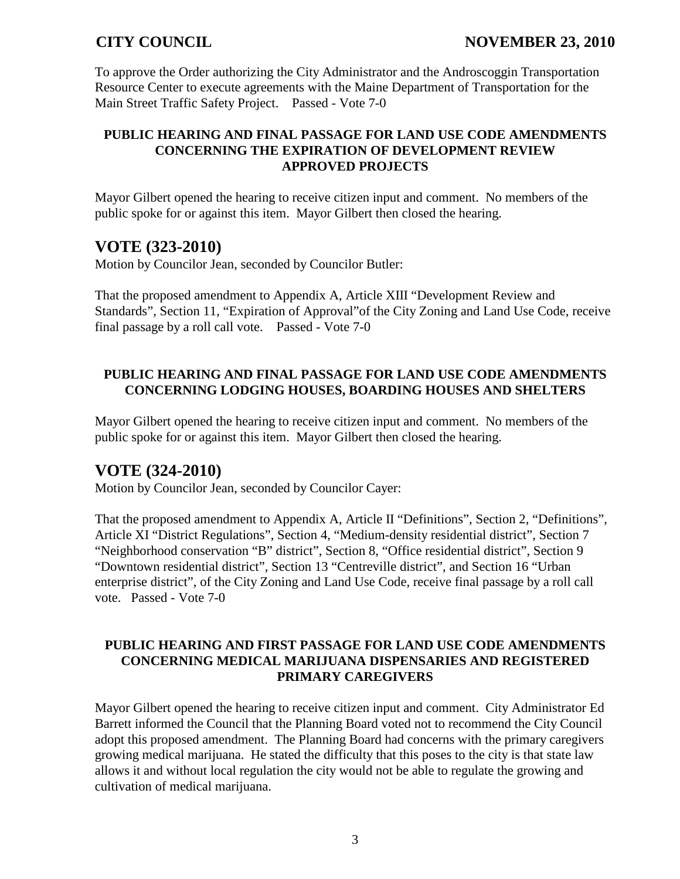To approve the Order authorizing the City Administrator and the Androscoggin Transportation Resource Center to execute agreements with the Maine Department of Transportation for the Main Street Traffic Safety Project. Passed - Vote 7-0

**PUBLIC HEARING AND FINAL PASSAGE FOR LAND USE CODE AMENDMENTS CONCERNING THE EXPIRATION OF DEVELOPMENT REVIEW APPROVED PROJECTS**

Mayor Gilbert opened the hearing to receive citizen input and comment. No members of the public spoke for or against this item. Mayor Gilbert then closed the hearing.

## VOTE (323-2010)

Motion by Councilor Jean, seconded by Councilor Butler:

That the proposed amendment to Appendix A, Article XIII "Development Review and Standards", Section 11, "Expiration of Approval"of the City Zoning and Land Use Code, receive final passage by a roll call vote. Passed - Vote 7-0

**PUBLIC HEARING AND FINAL PASSAGE FOR LAND USE CODE AMENDMENTS CONCERNING LODGING HOUSES, BOARDING HOUSES AND SHELTERS**

Mayor Gilbert opened the hearing to receive citizen input and comment. No members of the public spoke for or against this item. Mayor Gilbert then closed the hearing.

## VOTE (324-2010)

Motion by Councilor Jean, seconded by Councilor Cayer:

That the proposed amendment to Appendix A, Article II "Definitions", Section 2, "Definitions", Article XI "District Regulations", Section 4, "Medium-density residential district", Section 7 "Neighborhood conservation "B" district", Section 8, "Office residential district", Section 9 "Downtown residential district", Section 13 "Centreville district", and Section 16 "Urban enterprise district", of the City Zoning and Land Use Code, receive final passage by a roll call vote. Passed - Vote 7-0

**PUBLIC HEARING AND FIRST PASSAGE FOR LAND USE CODE AMENDMENTS CONCERNING MEDICAL MARIJUANA DISPENSARIES AND REGISTERED PRIMARY CAREGIVERS**

Mayor Gilbert opened the hearing to receive citizen input and comment. City Administrator Ed Barrett informed the Council that the Planning Board voted not to recommend the City Council adopt this proposed amendment. The Planning Board had concerns with the primary caregivers growing medical marijuana. He stated the difficulty that this poses to the city is that state law allows it and without local regulation the city would not be able to regulate the growing and cultivation of medical marijuana.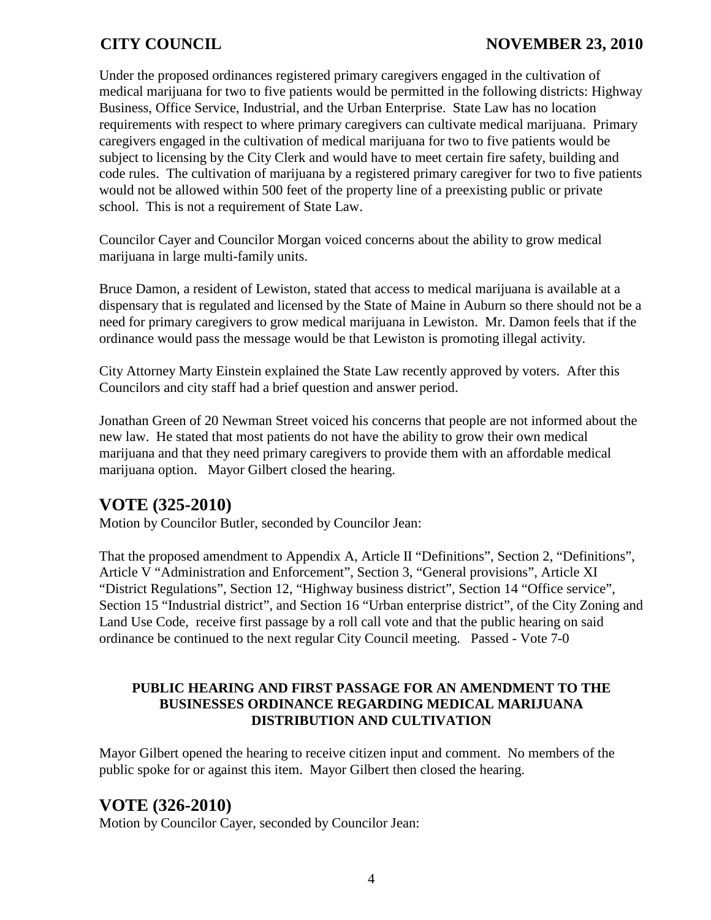Under the proposed ordinances registered primary caregivers engaged in the cultivation of medical marijuana for two to five patients would be permitted in the following districts: Highway Business, Office Service, Industrial, and the Urban Enterprise. State Law has no location requirements with respect to where primary caregivers can cultivate medical marijuana. Primary caregivers engaged in the cultivation of medical marijuana for two to five patients would be subject to licensing by the City Clerk and would have to meet certain fire safety, building and code rules. The cultivation of marijuana by a registered primary caregiver for two to five patients would not be allowed within 500 feet of the property line of a preexisting public or private school. This is not a requirement of State Law.

Councilor Cayer and Councilor Morgan voiced concerns about the ability to grow medical marijuana in large multi-family units.

Bruce Damon, a resident of Lewiston, stated that access to medical marijuana is available at a dispensary that is regulated and licensed by the State of Maine in Auburn so there should not be a need for primary caregivers to grow medical marijuana in Lewiston. Mr. Damon feels that if the ordinance would pass the message would be that Lewiston is promoting illegal activity.

City Attorney Marty Einstein explained the State Law recently approved by voters. After this Councilors and city staff had a brief question and answer period.

Jonathan Green of 20 Newman Street voiced his concerns that people are not informed about the new law. He stated that most patients do not have the ability to grow their own medical marijuana and that they need primary caregivers to provide them with an affordable medical marijuana option. Mayor Gilbert closed the hearing.

## VOTE (325-2010)

Motion by Councilor Butler, seconded by Councilor Jean:

That the proposed amendment to Appendix A, Article II "Definitions", Section 2, "Definitions", Article V "Administration and Enforcement", Section 3, "General provisions", Article XI "District Regulations", Section 12, "Highway business district", Section 14 "Office service", Section 15 "Industrial district", and Section 16 "Urban enterprise district", of the City Zoning and Land Use Code, receive first passage by a roll call vote and that the public hearing on said ordinance be continued to the next regular City Council meeting. Passed - Vote 7-0

### PUBLIC HEARING AND FIRST PASSAGE FOR AN AMENDMENT TO THE BUSINESSES ORDINANCE REGARDING MEDICAL MARIJUANA DISTRIBUTION AND CULTIVATION

Mayor Gilbert opened the hearing to receive citizen input and comment. No members of the public spoke for or against this item. Mayor Gilbert then closed the hearing.

## VOTE (326-2010)

Motion by Councilor Cayer, seconded by Councilor Jean: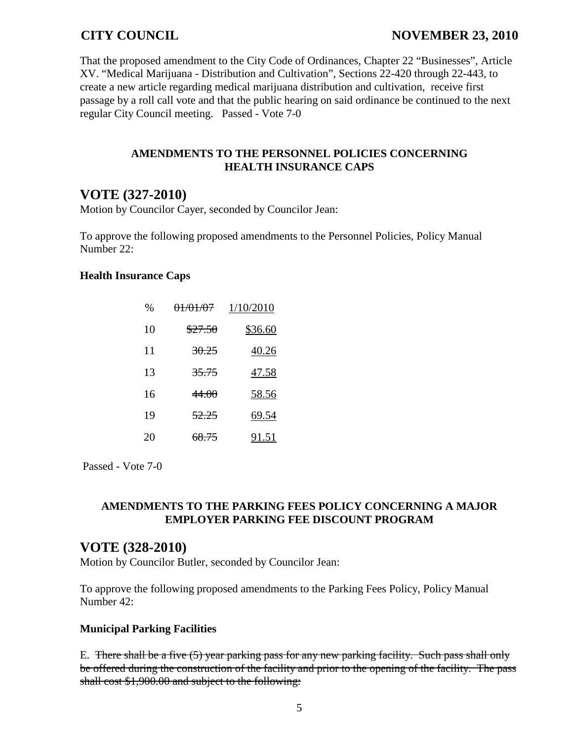That the proposed amendment to the City Code of Ordinances, Chapter 22 "Businesses", Article XV. "Medical Marijuana - Distribution and Cultivation", Sections 22-420 through 22-443, to create a new article regarding medical marijuana distribution and cultivation, receive first passage by a roll call vote and that the public hearing on said ordinance be continued to the next regular City Council meeting. Passed - Vote 7-0

### AMENDMENTS TO THE PERSONNEL POLICIES CONCERNING HEALTH INSURANCE CAPS

## VOTE (327-2010)

Motion by Councilor Cayer, seconded by Councilor Jean:

To approve the following proposed amendments to the Personnel Policies, Policy Manual Number 22:

**Health Insurance Caps**

| % | ~~01/01/07~~ | <u>1/10/2010</u> |
|---|---|---|
| 10 | ~~$27.50~~ | <u>$36.60</u> |
| 11 | ~~30.25~~ | <u>40.26</u> |
| 13 | ~~35.75~~ | <u>47.58</u> |
| 16 | ~~44.00~~ | <u>58.56</u> |
| 19 | ~~52.25~~ | <u>69.54</u> |
| 20 | ~~68.75~~ | <u>91.51</u> |

Passed - Vote 7-0

### AMENDMENTS TO THE PARKING FEES POLICY CONCERNING A MAJOR EMPLOYER PARKING FEE DISCOUNT PROGRAM

## VOTE (328-2010)

Motion by Councilor Butler, seconded by Councilor Jean:

To approve the following proposed amendments to the Parking Fees Policy, Policy Manual Number 42:

**Municipal Parking Facilities**

E. ~~There shall be a five (5) year parking pass for any new parking facility. Such pass shall only be offered during the construction of the facility and prior to the opening of the facility. The pass shall cost $1,900.00 and subject to the following:~~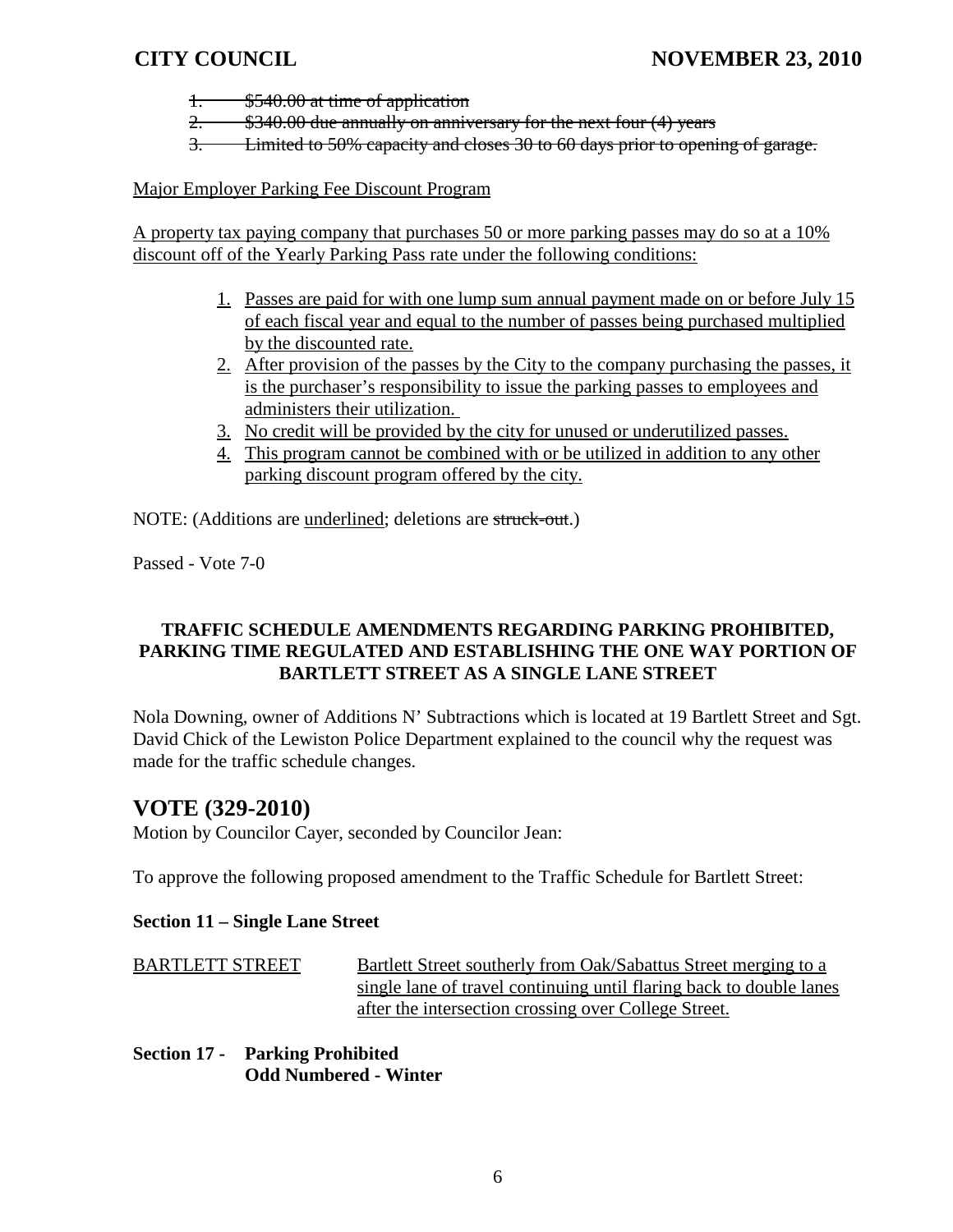1. ~~$540.00 at time of application~~
2. ~~$340.00 due annually on anniversary for the next four (4) years~~
3. ~~Limited to 50% capacity and closes 30 to 60 days prior to opening of garage.~~

<u>Major Employer Parking Fee Discount Program</u>

<u>A property tax paying company that purchases 50 or more parking passes may do so at a 10% discount off of the Yearly Parking Pass rate under the following conditions:</u>

1. <u>Passes are paid for with one lump sum annual payment made on or before July 15 of each fiscal year and equal to the number of passes being purchased multiplied by the discounted rate.</u>
2. <u>After provision of the passes by the City to the company purchasing the passes, it is the purchaser's responsibility to issue the parking passes to employees and administers their utilization.</u>
3. <u>No credit will be provided by the city for unused or underutilized passes.</u>
4. <u>This program cannot be combined with or be utilized in addition to any other parking discount program offered by the city.</u>

NOTE: (Additions are <u>underlined</u>; deletions are ~~struck-out~~.)

Passed - Vote 7-0

**TRAFFIC SCHEDULE AMENDMENTS REGARDING PARKING PROHIBITED, PARKING TIME REGULATED AND ESTABLISHING THE ONE WAY PORTION OF BARTLETT STREET AS A SINGLE LANE STREET**

Nola Downing, owner of Additions N' Subtractions which is located at 19 Bartlett Street and Sgt. David Chick of the Lewiston Police Department explained to the council why the request was made for the traffic schedule changes.

## VOTE (329-2010)

Motion by Councilor Cayer, seconded by Councilor Jean:

To approve the following proposed amendment to the Traffic Schedule for Bartlett Street:

**Section 11 – Single Lane Street**

<u>BARTLETT STREET</u> &nbsp;&nbsp;&nbsp; <u>Bartlett Street southerly from Oak/Sabattus Street merging to a single lane of travel continuing until flaring back to double lanes after the intersection crossing over College Street.</u>

**Section 17 - Parking Prohibited**
**Odd Numbered - Winter**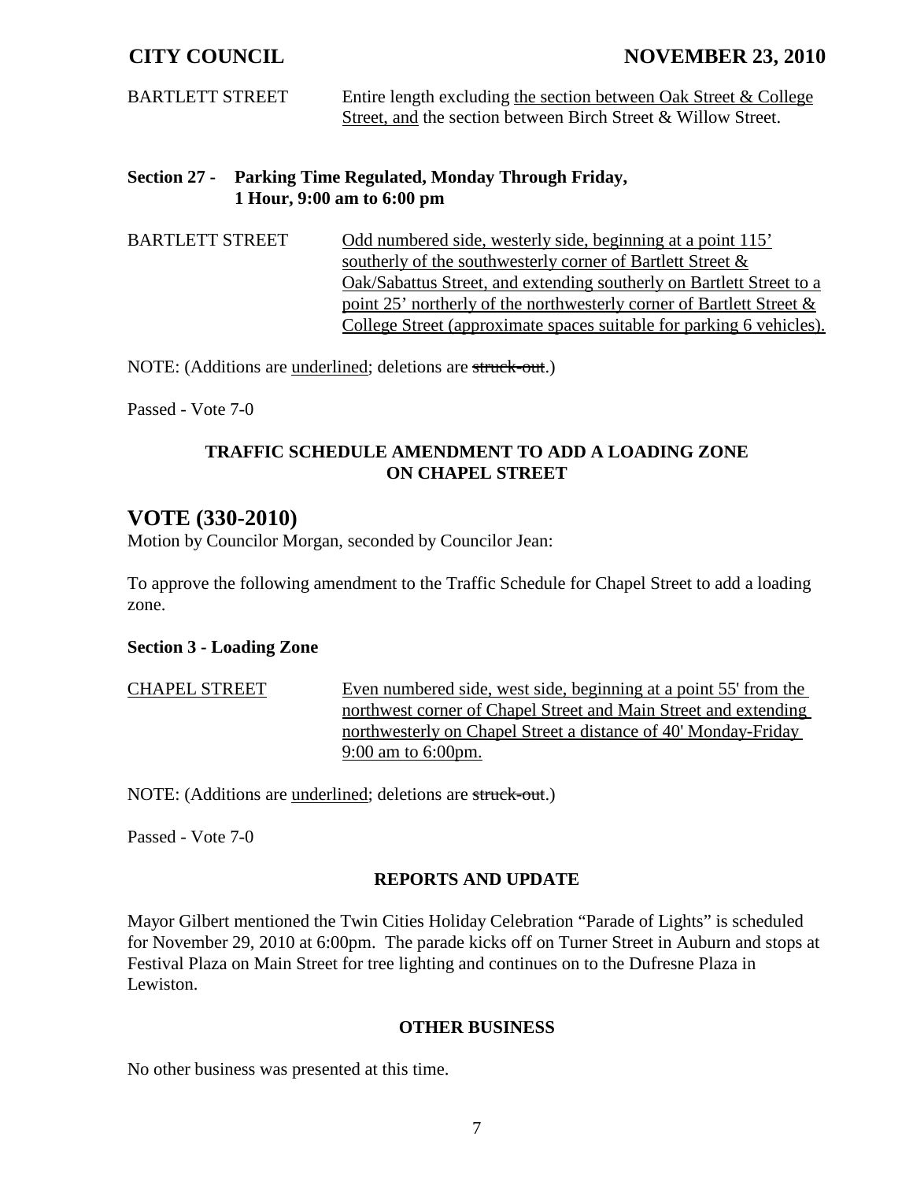BARTLETT STREET — Entire length excluding <u>the section between Oak Street & College Street, and</u> the section between Birch Street & Willow Street.

**Section 27 - Parking Time Regulated, Monday Through Friday, 1 Hour, 9:00 am to 6:00 pm**

BARTLETT STREET — <u>Odd numbered side, westerly side, beginning at a point 115' southerly of the southwesterly corner of Bartlett Street & Oak/Sabattus Street, and extending southerly on Bartlett Street to a point 25' northerly of the northwesterly corner of Bartlett Street & College Street (approximate spaces suitable for parking 6 vehicles).</u>

NOTE: (Additions are <u>underlined</u>; deletions are ~~struck-out~~.)

Passed - Vote 7-0

**TRAFFIC SCHEDULE AMENDMENT TO ADD A LOADING ZONE ON CHAPEL STREET**

## VOTE (330-2010)

Motion by Councilor Morgan, seconded by Councilor Jean:

To approve the following amendment to the Traffic Schedule for Chapel Street to add a loading zone.

**Section 3 - Loading Zone**

<u>CHAPEL STREET</u> — <u>Even numbered side, west side, beginning at a point 55' from the northwest corner of Chapel Street and Main Street and extending northwesterly on Chapel Street a distance of 40' Monday-Friday 9:00 am to 6:00pm.</u>

NOTE: (Additions are <u>underlined</u>; deletions are ~~struck-out~~.)

Passed - Vote 7-0

**REPORTS AND UPDATE**

Mayor Gilbert mentioned the Twin Cities Holiday Celebration "Parade of Lights" is scheduled for November 29, 2010 at 6:00pm. The parade kicks off on Turner Street in Auburn and stops at Festival Plaza on Main Street for tree lighting and continues on to the Dufresne Plaza in Lewiston.

**OTHER BUSINESS**

No other business was presented at this time.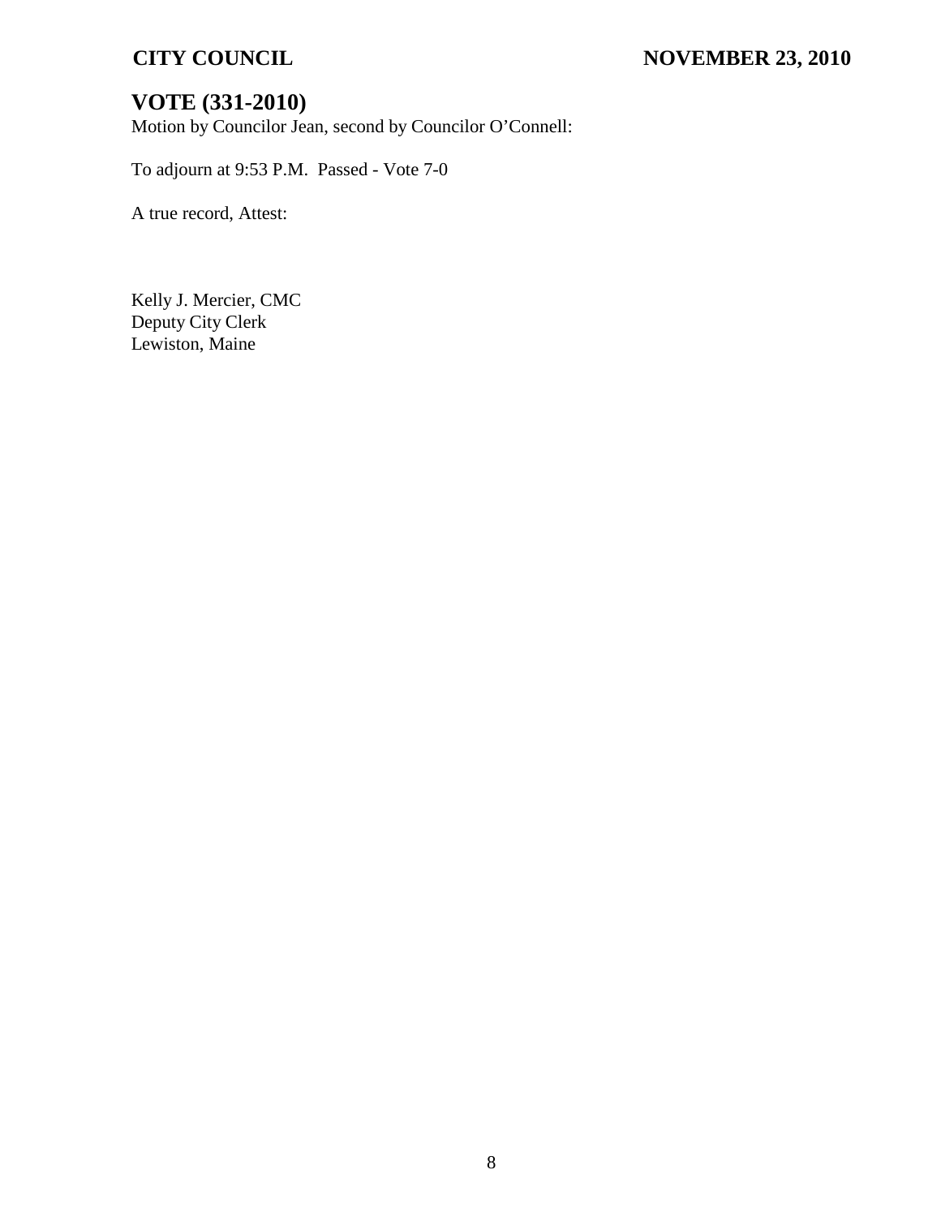## VOTE (331-2010)

Motion by Councilor Jean, second by Councilor O'Connell:

To adjourn at 9:53 P.M. Passed - Vote 7-0

A true record, Attest:

Kelly J. Mercier, CMC
Deputy City Clerk
Lewiston, Maine